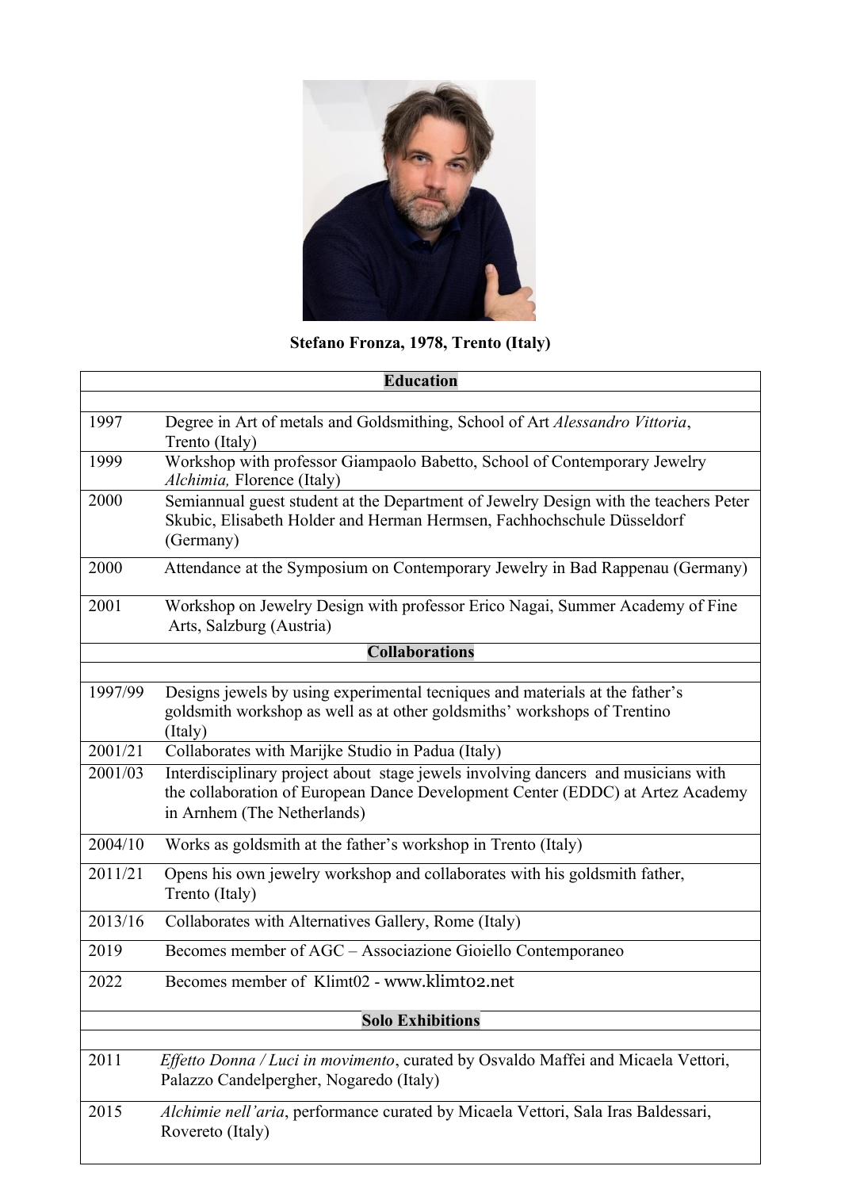**Stefano Fronza, 1978, Trento (Italy)**

| **Education** | |
|---|---|
| 1997 | Degree in Art of metals and Goldsmithing, School of Art *Alessandro Vittoria*, Trento (Italy) |
| 1999 | Workshop with professor Giampaolo Babetto, School of Contemporary Jewelry *Alchimia,* Florence (Italy) |
| 2000 | Semiannual guest student at the Department of Jewelry Design with the teachers Peter Skubic, Elisabeth Holder and Herman Hermsen, Fachhochschule Düsseldorf (Germany) |
| 2000 | Attendance at the Symposium on Contemporary Jewelry in Bad Rappenau (Germany) |
| 2001 | Workshop on Jewelry Design with professor Erico Nagai, Summer Academy of Fine Arts, Salzburg (Austria) |

| **Collaborations** | |
|---|---|
| 1997/99 | Designs jewels by using experimental tecniques and materials at the father's goldsmith workshop as well as at other goldsmiths' workshops of Trentino (Italy) |
| 2001/21 | Collaborates with Marijke Studio in Padua (Italy) |
| 2001/03 | Interdisciplinary project about stage jewels involving dancers and musicians with the collaboration of European Dance Development Center (EDDC) at Artez Academy in Arnhem (The Netherlands) |
| 2004/10 | Works as goldsmith at the father's workshop in Trento (Italy) |
| 2011/21 | Opens his own jewelry workshop and collaborates with his goldsmith father, Trento (Italy) |
| 2013/16 | Collaborates with Alternatives Gallery, Rome (Italy) |
| 2019 | Becomes member of AGC – Associazione Gioiello Contemporaneo |
| 2022 | Becomes member of Klimt02 - www.klimt02.net |

| **Solo Exhibitions** | |
|---|---|
| 2011 | *Effetto Donna / Luci in movimento*, curated by Osvaldo Maffei and Micaela Vettori, Palazzo Candelpergher, Nogaredo (Italy) |
| 2015 | *Alchimie nell'aria*, performance curated by Micaela Vettori, Sala Iras Baldessari, Rovereto (Italy) |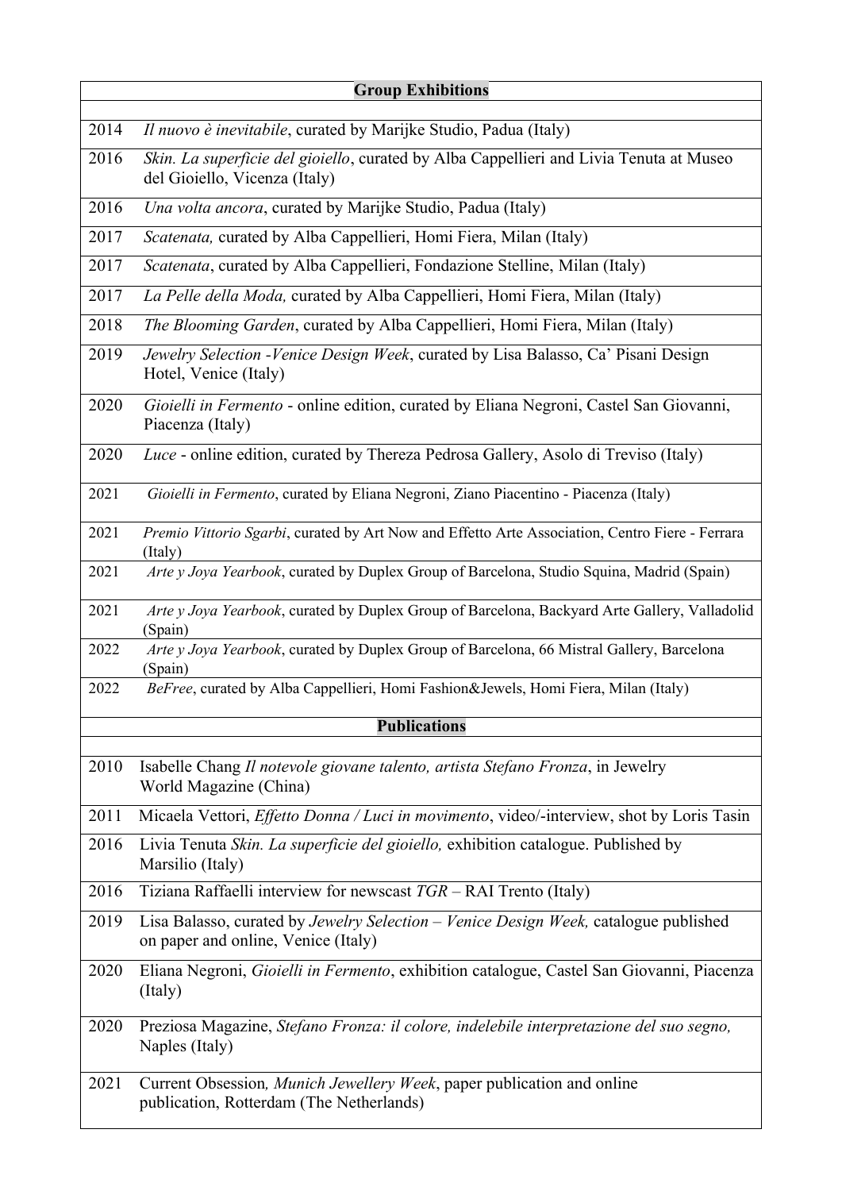| Group Exhibitions | |
|---|---|
| 2014 | *Il nuovo è inevitabile*, curated by Marijke Studio, Padua (Italy) |
| 2016 | *Skin. La superficie del gioiello*, curated by Alba Cappellieri and Livia Tenuta at Museo del Gioiello, Vicenza (Italy) |
| 2016 | *Una volta ancora*, curated by Marijke Studio, Padua (Italy) |
| 2017 | *Scatenata,* curated by Alba Cappellieri, Homi Fiera, Milan (Italy) |
| 2017 | *Scatenata*, curated by Alba Cappellieri, Fondazione Stelline, Milan (Italy) |
| 2017 | *La Pelle della Moda,* curated by Alba Cappellieri, Homi Fiera, Milan (Italy) |
| 2018 | *The Blooming Garden*, curated by Alba Cappellieri, Homi Fiera, Milan (Italy) |
| 2019 | *Jewelry Selection -Venice Design Week*, curated by Lisa Balasso, Ca' Pisani Design Hotel, Venice (Italy) |
| 2020 | *Gioielli in Fermento* - online edition, curated by Eliana Negroni, Castel San Giovanni, Piacenza (Italy) |
| 2020 | *Luce* - online edition, curated by Thereza Pedrosa Gallery, Asolo di Treviso (Italy) |
| 2021 | *Gioielli in Fermento*, curated by Eliana Negroni, Ziano Piacentino - Piacenza (Italy) |
| 2021 | *Premio Vittorio Sgarbi*, curated by Art Now and Effetto Arte Association, Centro Fiere - Ferrara (Italy) |
| 2021 | *Arte y Joya Yearbook*, curated by Duplex Group of Barcelona, Studio Squina, Madrid (Spain) |
| 2021 | *Arte y Joya Yearbook*, curated by Duplex Group of Barcelona, Backyard Arte Gallery, Valladolid (Spain) |
| 2022 | *Arte y Joya Yearbook*, curated by Duplex Group of Barcelona, 66 Mistral Gallery, Barcelona (Spain) |
| 2022 | *BeFree*, curated by Alba Cappellieri, Homi Fashion&Jewels, Homi Fiera, Milan (Italy) |

| Publications | |
|---|---|
| 2010 | Isabelle Chang *Il notevole giovane talento, artista Stefano Fronza*, in Jewelry World Magazine (China) |
| 2011 | Micaela Vettori, *Effetto Donna / Luci in movimento*, video/-interview, shot by Loris Tasin |
| 2016 | Livia Tenuta *Skin. La superficie del gioiello,* exhibition catalogue. Published by Marsilio (Italy) |
| 2016 | Tiziana Raffaelli interview for newscast *TGR* – RAI Trento (Italy) |
| 2019 | Lisa Balasso, curated by *Jewelry Selection – Venice Design Week,* catalogue published on paper and online, Venice (Italy) |
| 2020 | Eliana Negroni, *Gioielli in Fermento*, exhibition catalogue, Castel San Giovanni, Piacenza (Italy) |
| 2020 | Preziosa Magazine, *Stefano Fronza: il colore, indelebile interpretazione del suo segno,* Naples (Italy) |
| 2021 | Current Obsession*, Munich Jewellery Week*, paper publication and online publication, Rotterdam (The Netherlands) |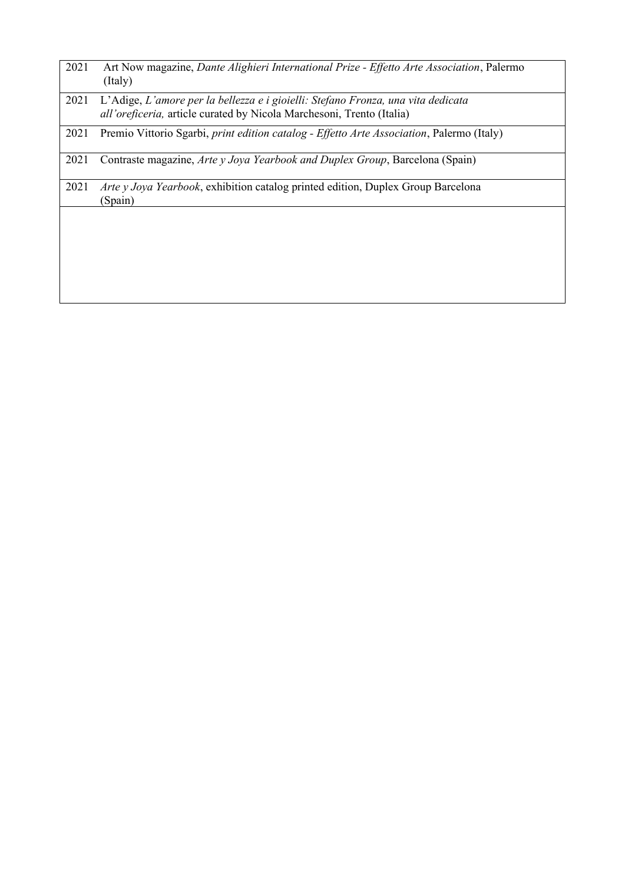| | |
|---|---|
| 2021 | Art Now magazine, *Dante Alighieri International Prize - Effetto Arte Association*, Palermo (Italy) |
| 2021 | L'Adige, *L'amore per la bellezza e i gioielli: Stefano Fronza, una vita dedicata all'oreficeria,* article curated by Nicola Marchesoni, Trento (Italia) |
| 2021 | Premio Vittorio Sgarbi, *print edition catalog - Effetto Arte Association*, Palermo (Italy) |
| 2021 | Contraste magazine, *Arte y Joya Yearbook and Duplex Group*, Barcelona (Spain) |
| 2021 | *Arte y Joya Yearbook*, exhibition catalog printed edition, Duplex Group Barcelona (Spain) |
| | |